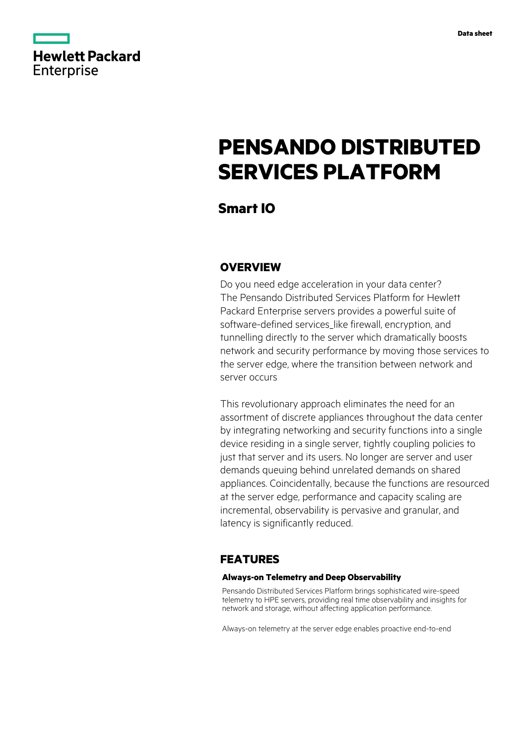Hewlett Packard Enterprise

Data sheet

# PENSANDO DISTRIBUTED SERVICES PLATFORM

## Smart IO

### OVERVIEW

Do you need edge acceleration in your data center? The Pensando Distributed Services Platform for Hewlett Packard Enterprise servers provides a powerful suite of software-defined services_like firewall, encryption, and tunnelling directly to the server which dramatically boosts network and security performance by moving those services to the server edge, where the transition between network and server occurs

This revolutionary approach eliminates the need for an assortment of discrete appliances throughout the data center by integrating networking and security functions into a single device residing in a single server, tightly coupling policies to just that server and its users. No longer are server and user demands queuing behind unrelated demands on shared appliances. Coincidentally, because the functions are resourced at the server edge, performance and capacity scaling are incremental, observability is pervasive and granular, and latency is significantly reduced.

### FEATURES

#### Always-on Telemetry and Deep Observability

Pensando Distributed Services Platform brings sophisticated wire-speed telemetry to HPE servers, providing real time observability and insights for network and storage, without affecting application performance.

Always-on telemetry at the server edge enables proactive end-to-end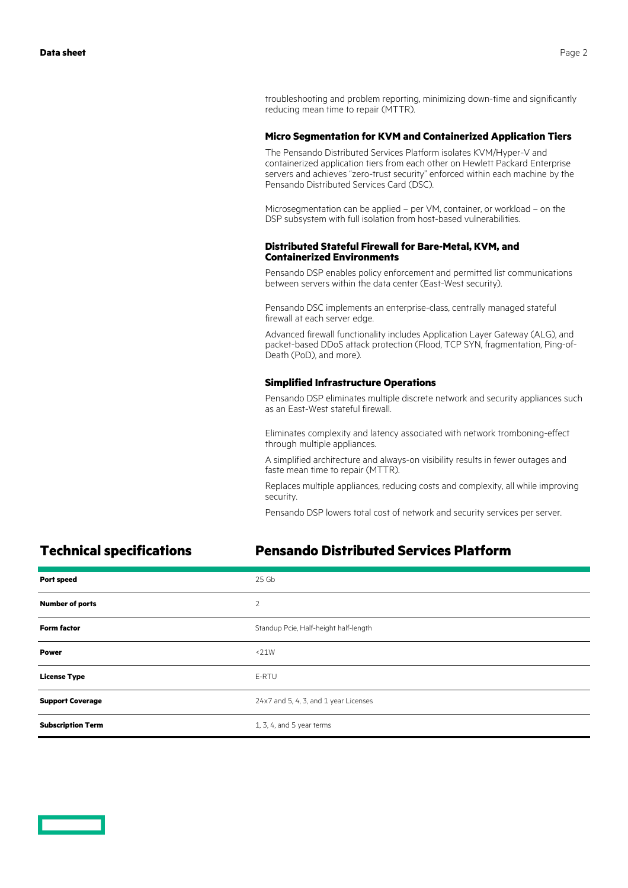troubleshooting and problem reporting, minimizing down-time and significantly reducing mean time to repair (MTTR).

### Micro Segmentation for KVM and Containerized Application Tiers

The Pensando Distributed Services Platform isolates KVM/Hyper-V and containerized application tiers from each other on Hewlett Packard Enterprise servers and achieves "zero-trust security" enforced within each machine by the Pensando Distributed Services Card (DSC).

Microsegmentation can be applied – per VM, container, or workload – on the DSP subsystem with full isolation from host-based vulnerabilities.

### Distributed Stateful Firewall for Bare-Metal, KVM, and Containerized Environments

Pensando DSP enables policy enforcement and permitted list communications between servers within the data center (East-West security).

Pensando DSC implements an enterprise-class, centrally managed stateful firewall at each server edge.

Advanced firewall functionality includes Application Layer Gateway (ALG), and packet-based DDoS attack protection (Flood, TCP SYN, fragmentation, Ping-of-Death (PoD), and more).

### Simplified Infrastructure Operations

Pensando DSP eliminates multiple discrete network and security appliances such as an East-West stateful firewall.

Eliminates complexity and latency associated with network tromboning-effect through multiple appliances.

A simplified architecture and always-on visibility results in fewer outages and faste mean time to repair (MTTR).

Replaces multiple appliances, reducing costs and complexity, all while improving security.

Pensando DSP lowers total cost of network and security services per server.

## Technical specifications

## Pensando Distributed Services Platform

| | |
|---|---|
| **Port speed** | 25 Gb |
| **Number of ports** | 2 |
| **Form factor** | Standup Pcie, Half-height half-length |
| **Power** | <21W |
| **License Type** | E-RTU |
| **Support Coverage** | 24x7 and 5, 4, 3, and 1 year Licenses |
| **Subscription Term** | 1, 3, 4, and 5 year terms |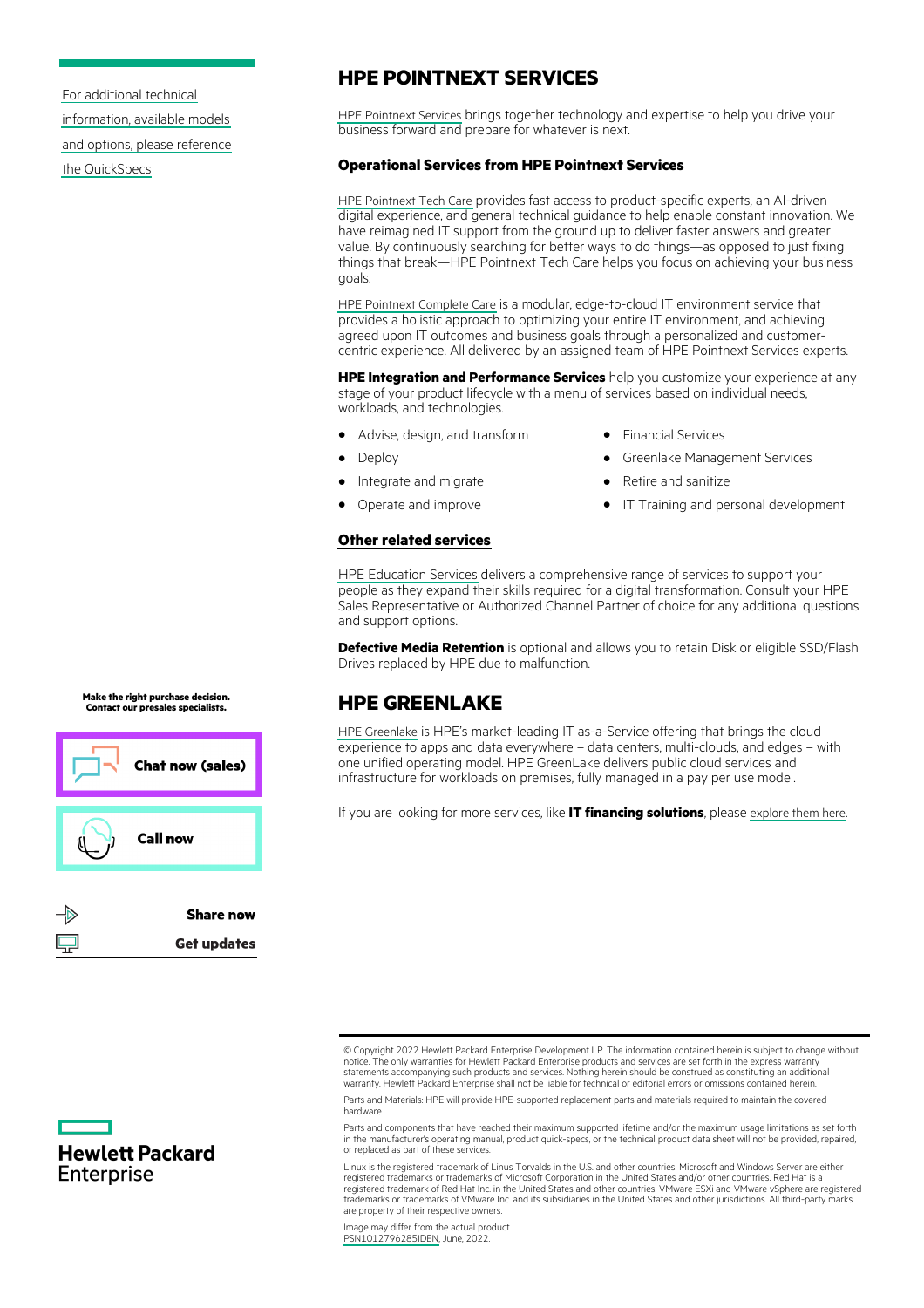For additional technical information, available models and options, please reference the QuickSpecs

# HPE POINTNEXT SERVICES

HPE Pointnext Services brings together technology and expertise to help you drive your business forward and prepare for whatever is next.

### Operational Services from HPE Pointnext Services

HPE Pointnext Tech Care provides fast access to product-specific experts, an AI-driven digital experience, and general technical guidance to help enable constant innovation. We have reimagined IT support from the ground up to deliver faster answers and greater value. By continuously searching for better ways to do things—as opposed to just fixing things that break—HPE Pointnext Tech Care helps you focus on achieving your business goals.

HPE Pointnext Complete Care is a modular, edge-to-cloud IT environment service that provides a holistic approach to optimizing your entire IT environment, and achieving agreed upon IT outcomes and business goals through a personalized and customer-centric experience. All delivered by an assigned team of HPE Pointnext Services experts.

**HPE Integration and Performance Services** help you customize your experience at any stage of your product lifecycle with a menu of services based on individual needs, workloads, and technologies.

- Advise, design, and transform
- Deploy
- Integrate and migrate
- Operate and improve
- Financial Services
- Greenlake Management Services
- Retire and sanitize
- IT Training and personal development

### Other related services

HPE Education Services delivers a comprehensive range of services to support your people as they expand their skills required for a digital transformation. Consult your HPE Sales Representative or Authorized Channel Partner of choice for any additional questions and support options.

**Defective Media Retention** is optional and allows you to retain Disk or eligible SSD/Flash Drives replaced by HPE due to malfunction.

# HPE GREENLAKE

HPE Greenlake is HPE's market-leading IT as-a-Service offering that brings the cloud experience to apps and data everywhere – data centers, multi-clouds, and edges – with one unified operating model. HPE GreenLake delivers public cloud services and infrastructure for workloads on premises, fully managed in a pay per use model.

If you are looking for more services, like **IT financing solutions**, please explore them here.

**Make the right purchase decision. Contact our presales specialists.**

**Chat now (sales)**

**Call now**

**Share now**

**Get updates**

Hewlett Packard Enterprise

© Copyright 2022 Hewlett Packard Enterprise Development LP. The information contained herein is subject to change without notice. The only warranties for Hewlett Packard Enterprise products and services are set forth in the express warranty statements accompanying such products and services. Nothing herein should be construed as constituting an additional warranty. Hewlett Packard Enterprise shall not be liable for technical or editorial errors or omissions contained herein.

Parts and Materials: HPE will provide HPE-supported replacement parts and materials required to maintain the covered hardware.

Parts and components that have reached their maximum supported lifetime and/or the maximum usage limitations as set forth in the manufacturer's operating manual, product quick-specs, or the technical product data sheet will not be provided, repaired, or replaced as part of these services.

Linux is the registered trademark of Linus Torvalds in the U.S. and other countries. Microsoft and Windows Server are either registered trademarks or trademarks of Microsoft Corporation in the United States and/or other countries. Red Hat is a registered trademark of Red Hat Inc. in the United States and other countries. VMware ESXi and VMware vSphere are registered trademarks or trademarks of VMware Inc. and its subsidiaries in the United States and other jurisdictions. All third-party marks are property of their respective owners.

Image may differ from the actual product

PSN1012796285IDEN, June, 2022.